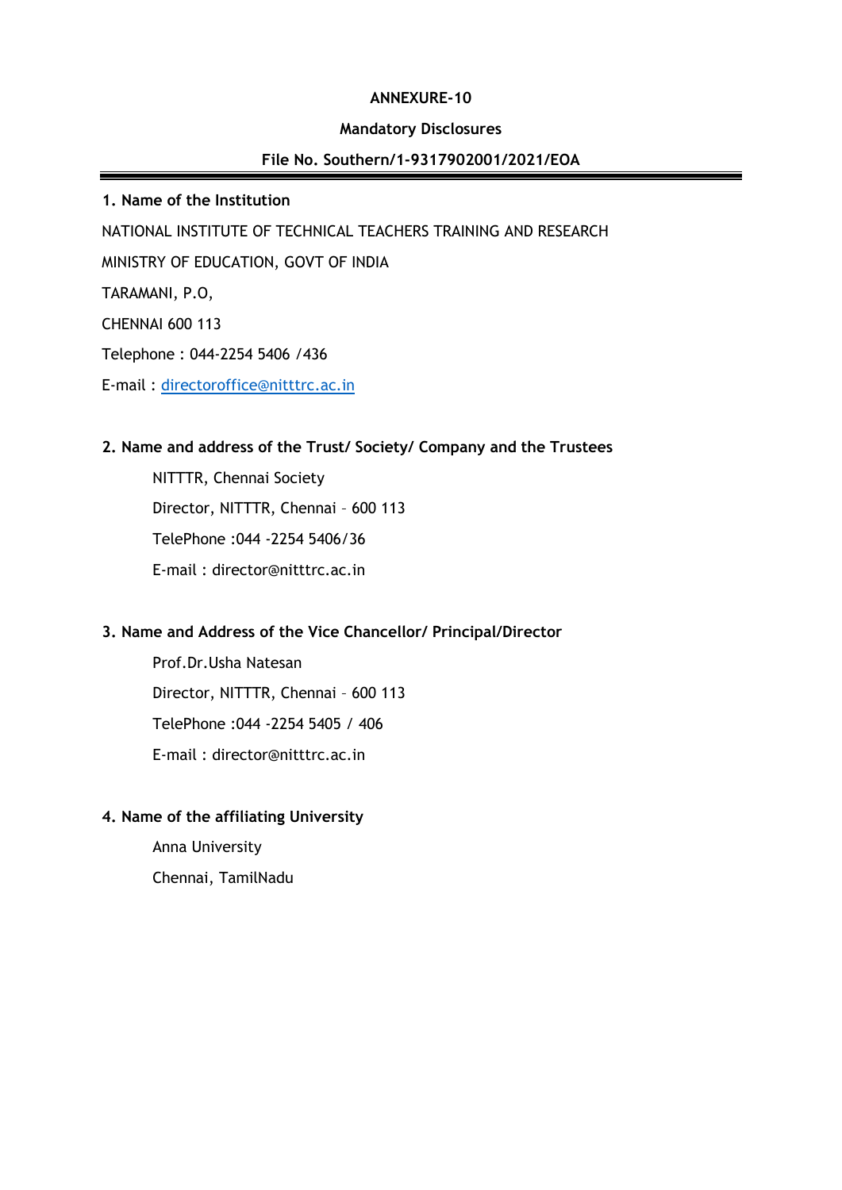**ANNEXURE-10**

**Mandatory Disclosures**

**File No. Southern/1-9317902001/2021/EOA**

---

**1. Name of the Institution**

NATIONAL INSTITUTE OF TECHNICAL TEACHERS TRAINING AND RESEARCH

MINISTRY OF EDUCATION, GOVT OF INDIA

TARAMANI, P.O,

CHENNAI 600 113

Telephone : 044-2254 5406 /436

E-mail : directoroffice@nitttrc.ac.in

**2. Name and address of the Trust/ Society/ Company and the Trustees**

NITTTR, Chennai Society

Director, NITTTR, Chennai – 600 113

TelePhone :044 -2254 5406/36

E-mail : director@nitttrc.ac.in

**3. Name and Address of the Vice Chancellor/ Principal/Director**

Prof.Dr.Usha Natesan

Director, NITTTR, Chennai – 600 113

TelePhone :044 -2254 5405 / 406

E-mail : director@nitttrc.ac.in

**4. Name of the affiliating University**

Anna University

Chennai, TamilNadu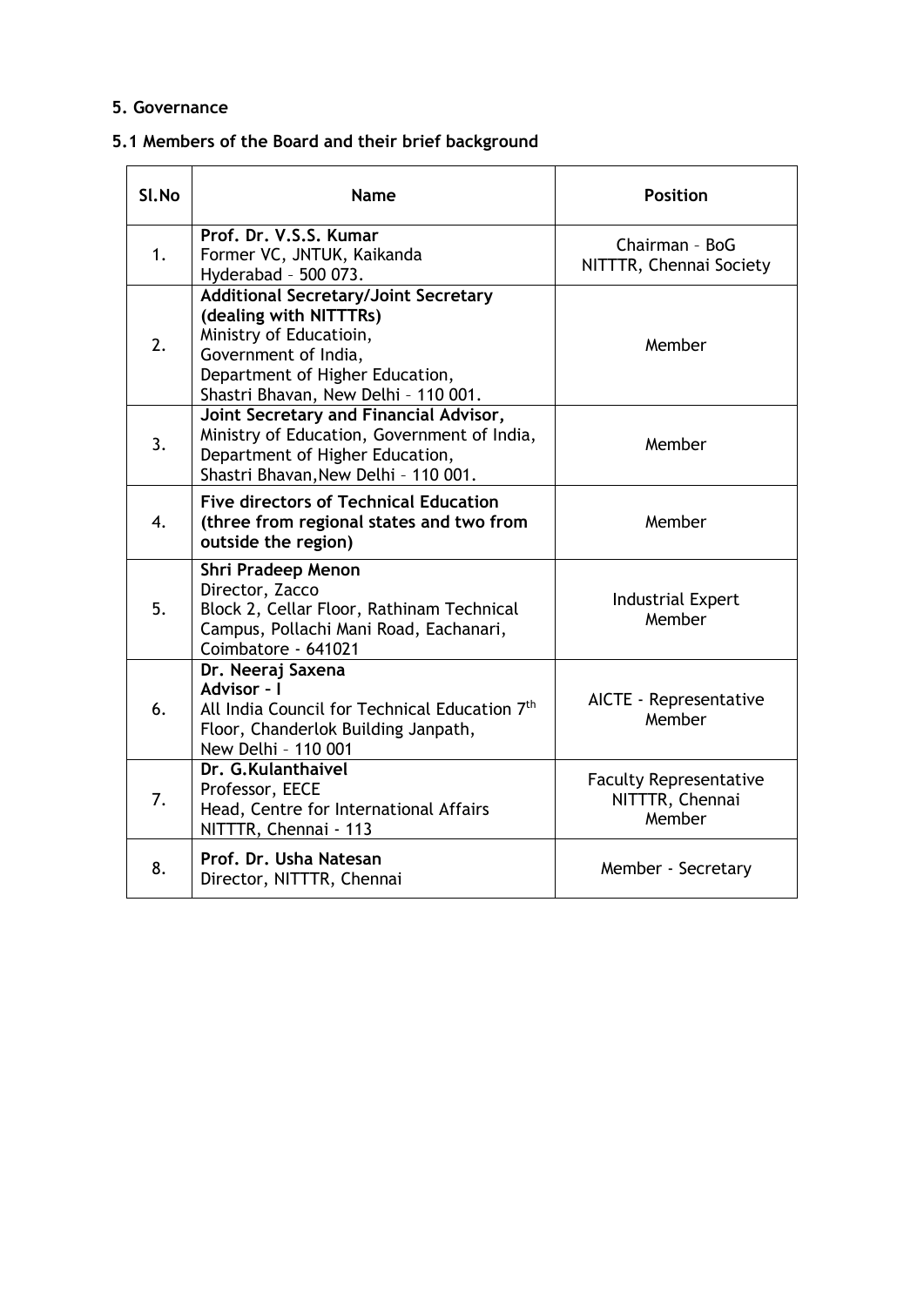## 5. Governance

### 5.1 Members of the Board and their brief background

| Sl.No | Name | Position |
|---|---|---|
| 1. | **Prof. Dr. V.S.S. Kumar**<br>Former VC, JNTUK, Kaikanda<br>Hyderabad – 500 073. | Chairman – BoG<br>NITTTR, Chennai Society |
| 2. | **Additional Secretary/Joint Secretary (dealing with NITTTRs)**<br>Ministry of Educatioin,<br>Government of India,<br>Department of Higher Education,<br>Shastri Bhavan, New Delhi – 110 001. | Member |
| 3. | **Joint Secretary and Financial Advisor,**<br>Ministry of Education, Government of India,<br>Department of Higher Education,<br>Shastri Bhavan,New Delhi – 110 001. | Member |
| 4. | **Five directors of Technical Education (three from regional states and two from outside the region)** | Member |
| 5. | **Shri Pradeep Menon**<br>Director, Zacco<br>Block 2, Cellar Floor, Rathinam Technical Campus, Pollachi Mani Road, Eachanari,<br>Coimbatore - 641021 | Industrial Expert<br>Member |
| 6. | **Dr. Neeraj Saxena**<br>**Advisor – I**<br>All India Council for Technical Education 7th Floor, Chanderlok Building Janpath,<br>New Delhi – 110 001 | AICTE - Representative<br>Member |
| 7. | **Dr. G.Kulanthaivel**<br>Professor, EECE<br>Head, Centre for International Affairs<br>NITTTR, Chennai - 113 | Faculty Representative<br>NITTTR, Chennai<br>Member |
| 8. | **Prof. Dr. Usha Natesan**<br>Director, NITTTR, Chennai | Member - Secretary |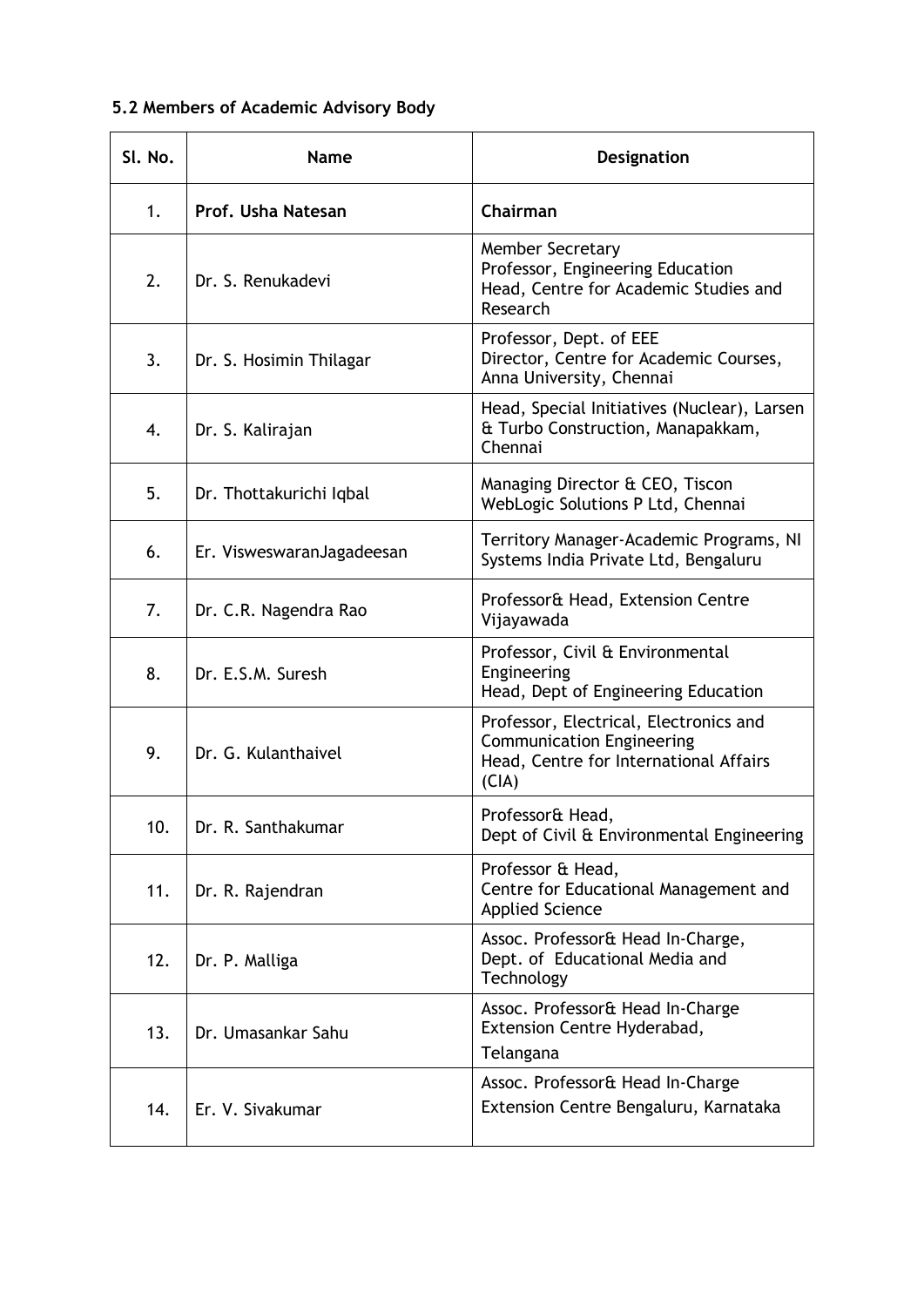### 5.2 Members of Academic Advisory Body

| Sl. No. | Name | Designation |
|---|---|---|
| 1. | **Prof. Usha Natesan** | **Chairman** |
| 2. | Dr. S. Renukadevi | Member Secretary<br>Professor, Engineering Education<br>Head, Centre for Academic Studies and Research |
| 3. | Dr. S. Hosimin Thilagar | Professor, Dept. of EEE<br>Director, Centre for Academic Courses, Anna University, Chennai |
| 4. | Dr. S. Kalirajan | Head, Special Initiatives (Nuclear), Larsen & Turbo Construction, Manapakkam, Chennai |
| 5. | Dr. Thottakurichi Iqbal | Managing Director & CEO, Tiscon WebLogic Solutions P Ltd, Chennai |
| 6. | Er. VisweswaranJagadeesan | Territory Manager-Academic Programs, NI Systems India Private Ltd, Bengaluru |
| 7. | Dr. C.R. Nagendra Rao | Professor& Head, Extension Centre Vijayawada |
| 8. | Dr. E.S.M. Suresh | Professor, Civil & Environmental Engineering<br>Head, Dept of Engineering Education |
| 9. | Dr. G. Kulanthaivel | Professor, Electrical, Electronics and Communication Engineering<br>Head, Centre for International Affairs (CIA) |
| 10. | Dr. R. Santhakumar | Professor& Head,<br>Dept of Civil & Environmental Engineering |
| 11. | Dr. R. Rajendran | Professor & Head,<br>Centre for Educational Management and Applied Science |
| 12. | Dr. P. Malliga | Assoc. Professor& Head In-Charge,<br>Dept. of Educational Media and Technology |
| 13. | Dr. Umasankar Sahu | Assoc. Professor& Head In-Charge<br>Extension Centre Hyderabad,<br>Telangana |
| 14. | Er. V. Sivakumar | Assoc. Professor& Head In-Charge<br>Extension Centre Bengaluru, Karnataka |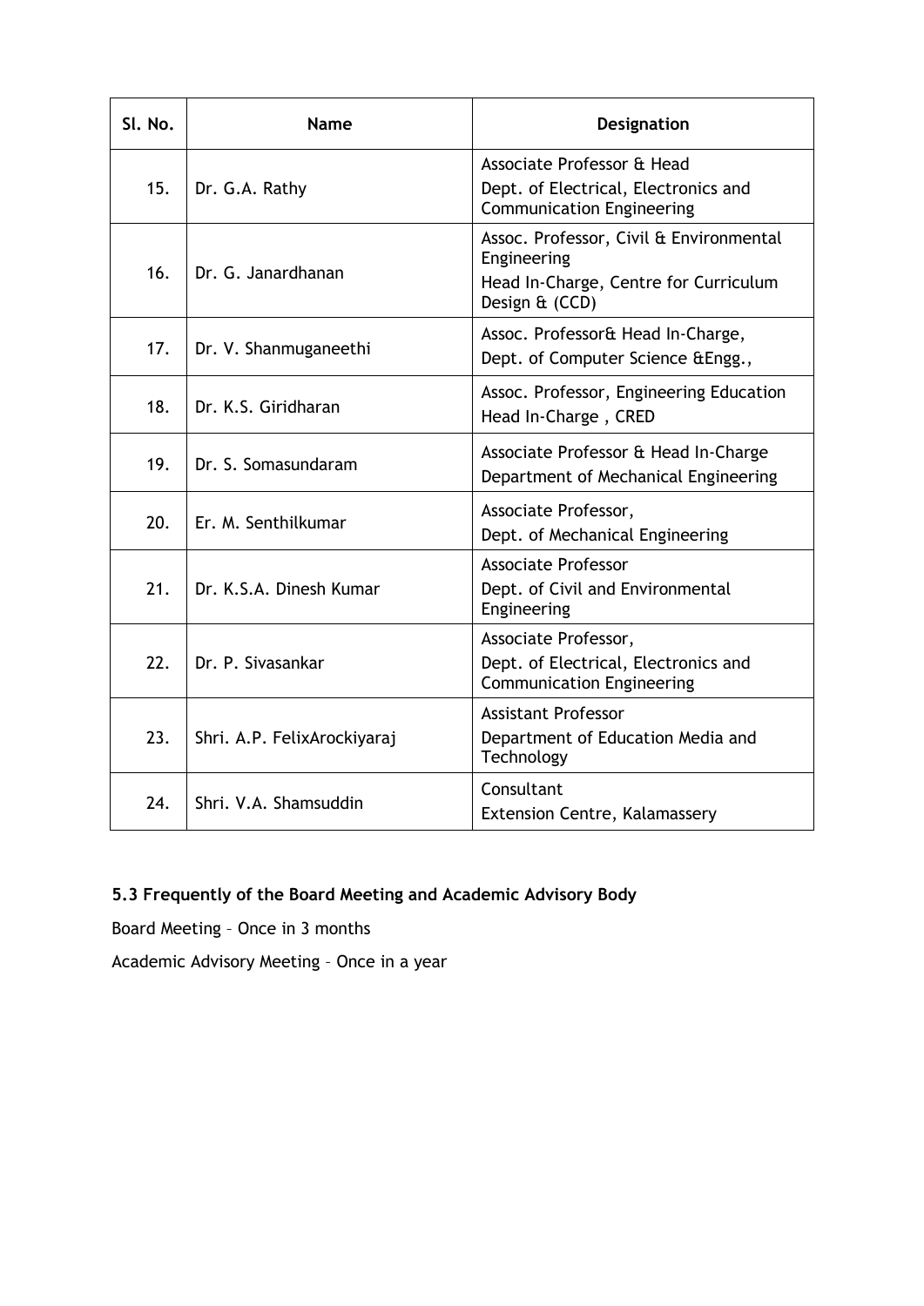| Sl. No. | Name | Designation |
|---|---|---|
| 15. | Dr. G.A. Rathy | Associate Professor & Head<br>Dept. of Electrical, Electronics and Communication Engineering |
| 16. | Dr. G. Janardhanan | Assoc. Professor, Civil & Environmental Engineering<br>Head In-Charge, Centre for Curriculum Design & (CCD) |
| 17. | Dr. V. Shanmuganeethi | Assoc. Professor& Head In-Charge,<br>Dept. of Computer Science &Engg., |
| 18. | Dr. K.S. Giridharan | Assoc. Professor, Engineering Education<br>Head In-Charge , CRED |
| 19. | Dr. S. Somasundaram | Associate Professor & Head In-Charge<br>Department of Mechanical Engineering |
| 20. | Er. M. Senthilkumar | Associate Professor,<br>Dept. of Mechanical Engineering |
| 21. | Dr. K.S.A. Dinesh Kumar | Associate Professor<br>Dept. of Civil and Environmental Engineering |
| 22. | Dr. P. Sivasankar | Associate Professor,<br>Dept. of Electrical, Electronics and Communication Engineering |
| 23. | Shri. A.P. FelixArockiyaraj | Assistant Professor<br>Department of Education Media and Technology |
| 24. | Shri. V.A. Shamsuddin | Consultant<br>Extension Centre, Kalamassery |

**5.3 Frequently of the Board Meeting and Academic Advisory Body**

Board Meeting – Once in 3 months

Academic Advisory Meeting – Once in a year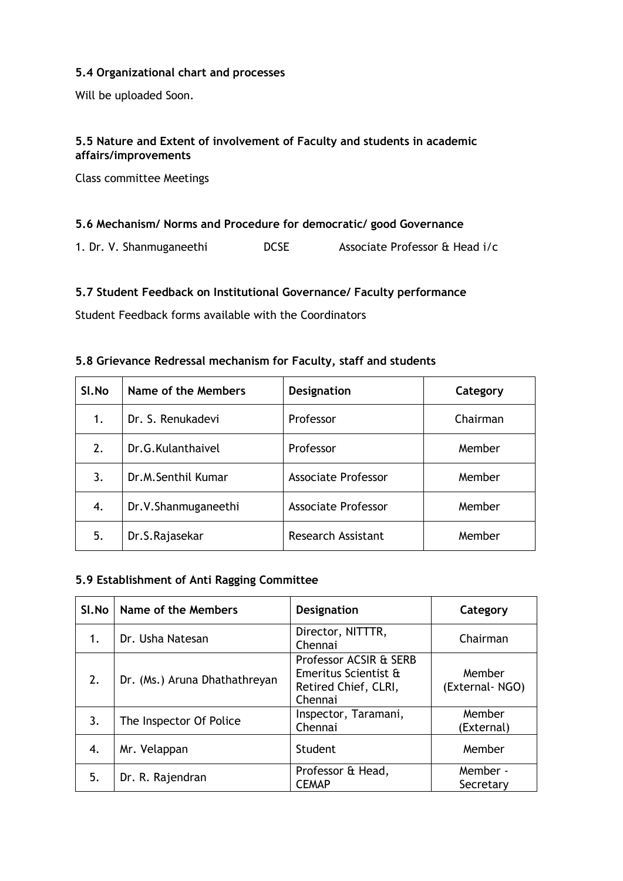### 5.4 Organizational chart and processes

Will be uploaded Soon.

### 5.5 Nature and Extent of involvement of Faculty and students in academic affairs/improvements

Class committee Meetings

### 5.6 Mechanism/ Norms and Procedure for democratic/ good Governance

1. Dr. V. Shanmuganeethi DCSE Associate Professor & Head i/c

### 5.7 Student Feedback on Institutional Governance/ Faculty performance

Student Feedback forms available with the Coordinators

### 5.8 Grievance Redressal mechanism for Faculty, staff and students

| Sl.No | Name of the Members | Designation | Category |
|---|---|---|---|
| 1. | Dr. S. Renukadevi | Professor | Chairman |
| 2. | Dr.G.Kulanthaivel | Professor | Member |
| 3. | Dr.M.Senthil Kumar | Associate Professor | Member |
| 4. | Dr.V.Shanmuganeethi | Associate Professor | Member |
| 5. | Dr.S.Rajasekar | Research Assistant | Member |

### 5.9 Establishment of Anti Ragging Committee

| Sl.No | Name of the Members | Designation | Category |
|---|---|---|---|
| 1. | Dr. Usha Natesan | Director, NITTTR, Chennai | Chairman |
| 2. | Dr. (Ms.) Aruna Dhathathreyan | Professor ACSIR & SERB Emeritus Scientist & Retired Chief, CLRI, Chennai | Member (External- NGO) |
| 3. | The Inspector Of Police | Inspector, Taramani, Chennai | Member (External) |
| 4. | Mr. Velappan | Student | Member |
| 5. | Dr. R. Rajendran | Professor & Head, CEMAP | Member - Secretary |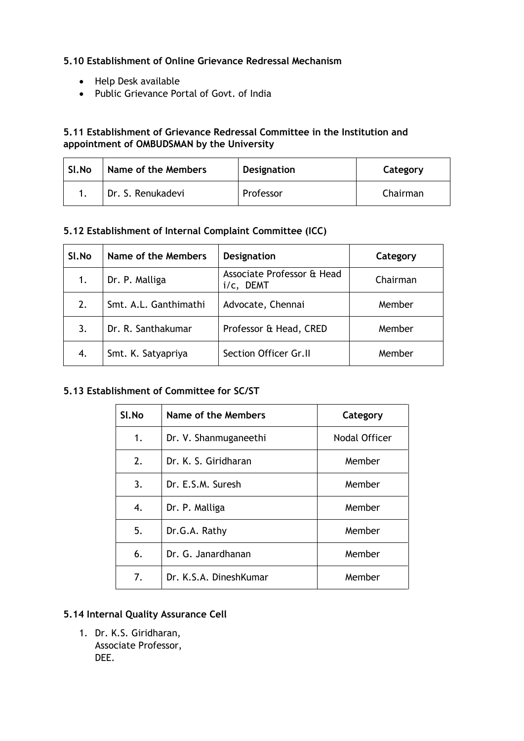### 5.10 Establishment of Online Grievance Redressal Mechanism

- Help Desk available
- Public Grievance Portal of Govt. of India

### 5.11 Establishment of Grievance Redressal Committee in the Institution and appointment of OMBUDSMAN by the University

| Sl.No | Name of the Members | Designation | Category |
|---|---|---|---|
| 1. | Dr. S. Renukadevi | Professor | Chairman |

### 5.12 Establishment of Internal Complaint Committee (ICC)

| Sl.No | Name of the Members | Designation | Category |
|---|---|---|---|
| 1. | Dr. P. Malliga | Associate Professor & Head i/c, DEMT | Chairman |
| 2. | Smt. A.L. Ganthimathi | Advocate, Chennai | Member |
| 3. | Dr. R. Santhakumar | Professor & Head, CRED | Member |
| 4. | Smt. K. Satyapriya | Section Officer Gr.II | Member |

### 5.13 Establishment of Committee for SC/ST

| Sl.No | Name of the Members | Category |
|---|---|---|
| 1. | Dr. V. Shanmuganeethi | Nodal Officer |
| 2. | Dr. K. S. Giridharan | Member |
| 3. | Dr. E.S.M. Suresh | Member |
| 4. | Dr. P. Malliga | Member |
| 5. | Dr.G.A. Rathy | Member |
| 6. | Dr. G. Janardhanan | Member |
| 7. | Dr. K.S.A. DineshKumar | Member |

### 5.14 Internal Quality Assurance Cell

1. Dr. K.S. Giridharan,
   Associate Professor,
   DEE.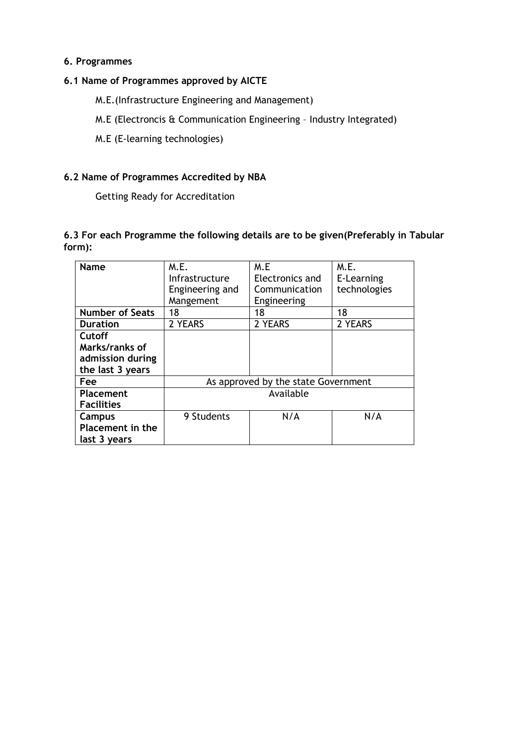## 6. Programmes

### 6.1 Name of Programmes approved by AICTE

M.E.(Infrastructure Engineering and Management)

M.E (Electroncis & Communication Engineering – Industry Integrated)

M.E (E-learning technologies)

### 6.2 Name of Programmes Accredited by NBA

Getting Ready for Accreditation

### 6.3 For each Programme the following details are to be given(Preferably in Tabular form):

| **Name** | M.E. Infrastructure Engineering and Mangement | M.E Electronics and Communication Engineering | M.E. E-Learning technologies |
|---|---|---|---|
| **Number of Seats** | 18 | 18 | 18 |
| **Duration** | 2 YEARS | 2 YEARS | 2 YEARS |
| **Cutoff Marks/ranks of admission during the last 3 years** | | | |
| **Fee** | As approved by the state Government | | |
| **Placement Facilities** | Available | | |
| **Campus Placement in the last 3 years** | 9 Students | N/A | N/A |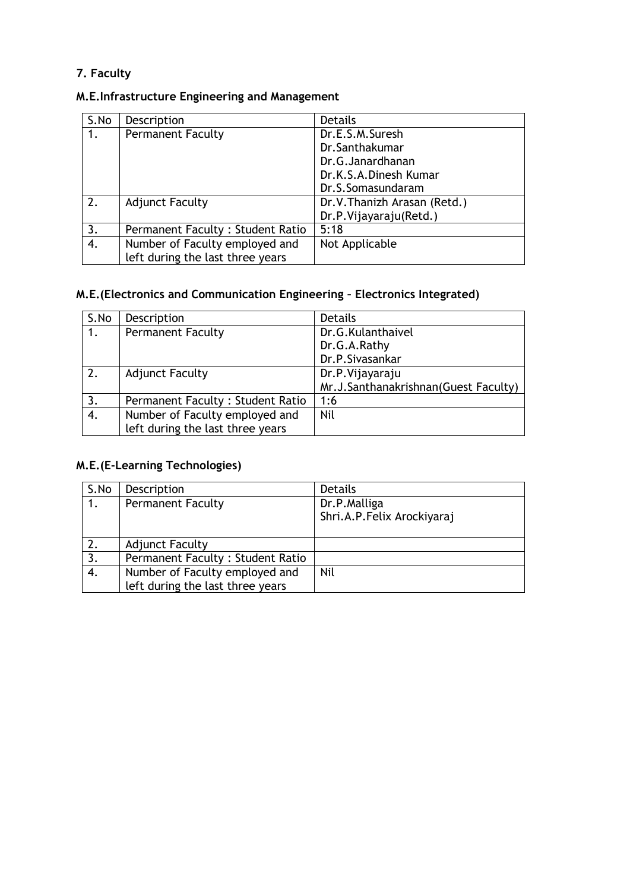## 7. Faculty

### M.E.Infrastructure Engineering and Management

| S.No | Description | Details |
| --- | --- | --- |
| 1. | Permanent Faculty | Dr.E.S.M.Suresh<br>Dr.Santhakumar<br>Dr.G.Janardhanan<br>Dr.K.S.A.Dinesh Kumar<br>Dr.S.Somasundaram |
| 2. | Adjunct Faculty | Dr.V.Thanizh Arasan (Retd.)<br>Dr.P.Vijayaraju(Retd.) |
| 3. | Permanent Faculty : Student Ratio | 5:18 |
| 4. | Number of Faculty employed and left during the last three years | Not Applicable |

### M.E.(Electronics and Communication Engineering – Electronics Integrated)

| S.No | Description | Details |
| --- | --- | --- |
| 1. | Permanent Faculty | Dr.G.Kulanthaivel<br>Dr.G.A.Rathy<br>Dr.P.Sivasankar |
| 2. | Adjunct Faculty | Dr.P.Vijayaraju<br>Mr.J.Santhanakrishnan(Guest Faculty) |
| 3. | Permanent Faculty : Student Ratio | 1:6 |
| 4. | Number of Faculty employed and left during the last three years | Nil |

### M.E.(E-Learning Technologies)

| S.No | Description | Details |
| --- | --- | --- |
| 1. | Permanent Faculty | Dr.P.Malliga<br>Shri.A.P.Felix Arockiyaraj |
| 2. | Adjunct Faculty | |
| 3. | Permanent Faculty : Student Ratio | |
| 4. | Number of Faculty employed and left during the last three years | Nil |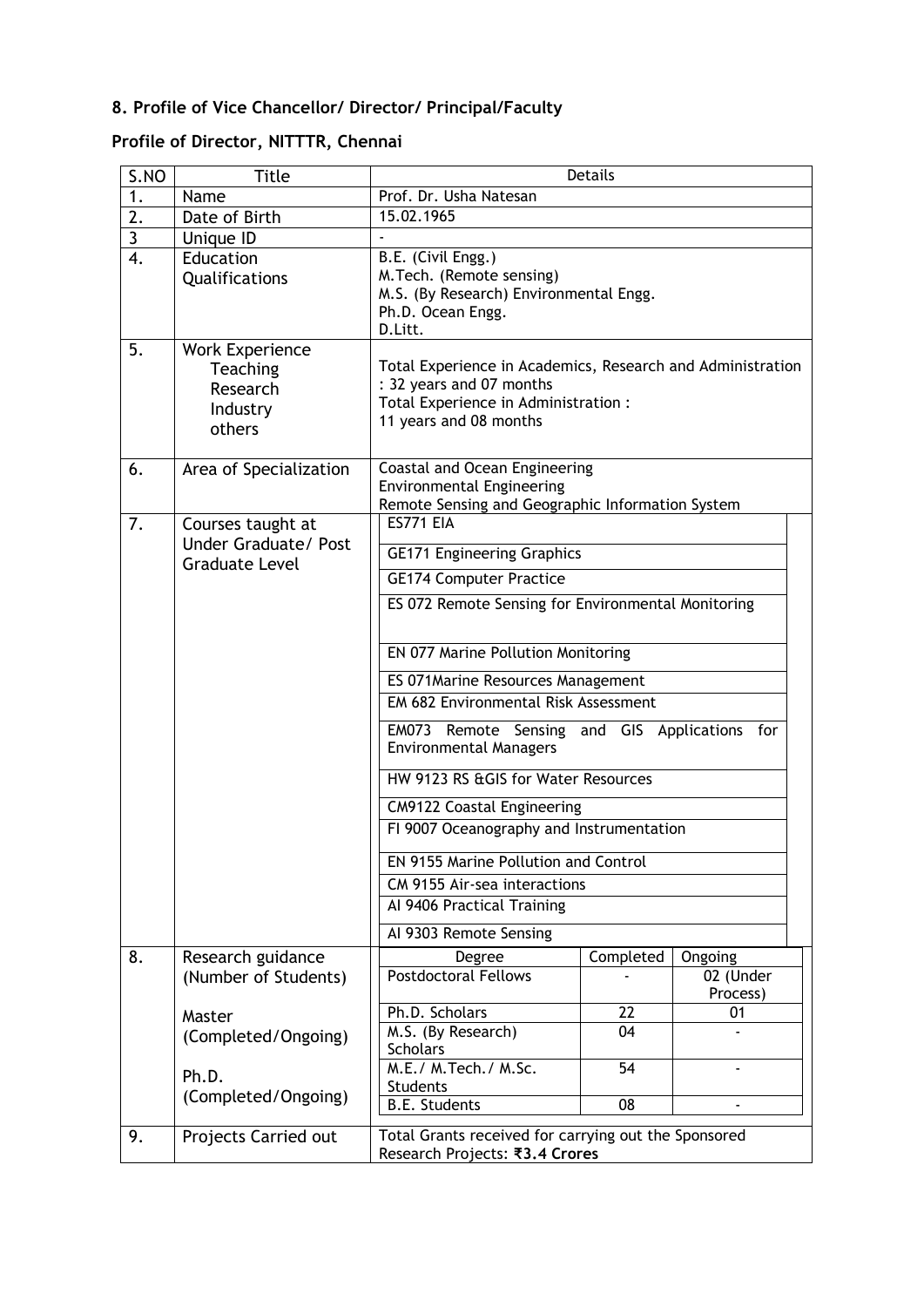## 8. Profile of Vice Chancellor/ Director/ Principal/Faculty

### Profile of Director, NITTTR, Chennai

| S.NO | Title | Details |
|---|---|---|
| 1. | Name | Prof. Dr. Usha Natesan |
| 2. | Date of Birth | 15.02.1965 |
| 3 | Unique ID | - |
| 4. | Education Qualifications | B.E. (Civil Engg.)<br>M.Tech. (Remote sensing)<br>M.S. (By Research) Environmental Engg.<br>Ph.D. Ocean Engg.<br>D.Litt. |
| 5. | Work Experience<br>Teaching<br>Research<br>Industry<br>others | Total Experience in Academics, Research and Administration : 32 years and 07 months<br>Total Experience in Administration :<br>11 years and 08 months |
| 6. | Area of Specialization | Coastal and Ocean Engineering<br>Environmental Engineering<br>Remote Sensing and Geographic Information System |
| 7. | Courses taught at Under Graduate/ Post Graduate Level | ES771 EIA<br>GE171 Engineering Graphics<br>GE174 Computer Practice<br>ES 072 Remote Sensing for Environmental Monitoring<br>EN 077 Marine Pollution Monitoring<br>ES 071Marine Resources Management<br>EM 682 Environmental Risk Assessment<br>EM073 Remote Sensing and GIS Applications for Environmental Managers<br>HW 9123 RS &GIS for Water Resources<br>CM9122 Coastal Engineering<br>FI 9007 Oceanography and Instrumentation<br>EN 9155 Marine Pollution and Control<br>CM 9155 Air-sea interactions<br>AI 9406 Practical Training<br>AI 9303 Remote Sensing |
| 8. | Research guidance (Number of Students)<br><br>Master (Completed/Ongoing)<br><br>Ph.D. (Completed/Ongoing) | See table below |
| 9. | Projects Carried out | Total Grants received for carrying out the Sponsored Research Projects: **₹3.4 Crores** |

| Degree | Completed | Ongoing |
|---|---|---|
| Postdoctoral Fellows | - | 02 (Under Process) |
| Ph.D. Scholars | 22 | 01 |
| M.S. (By Research) Scholars | 04 | - |
| M.E./ M.Tech./ M.Sc. Students | 54 | - |
| B.E. Students | 08 | - |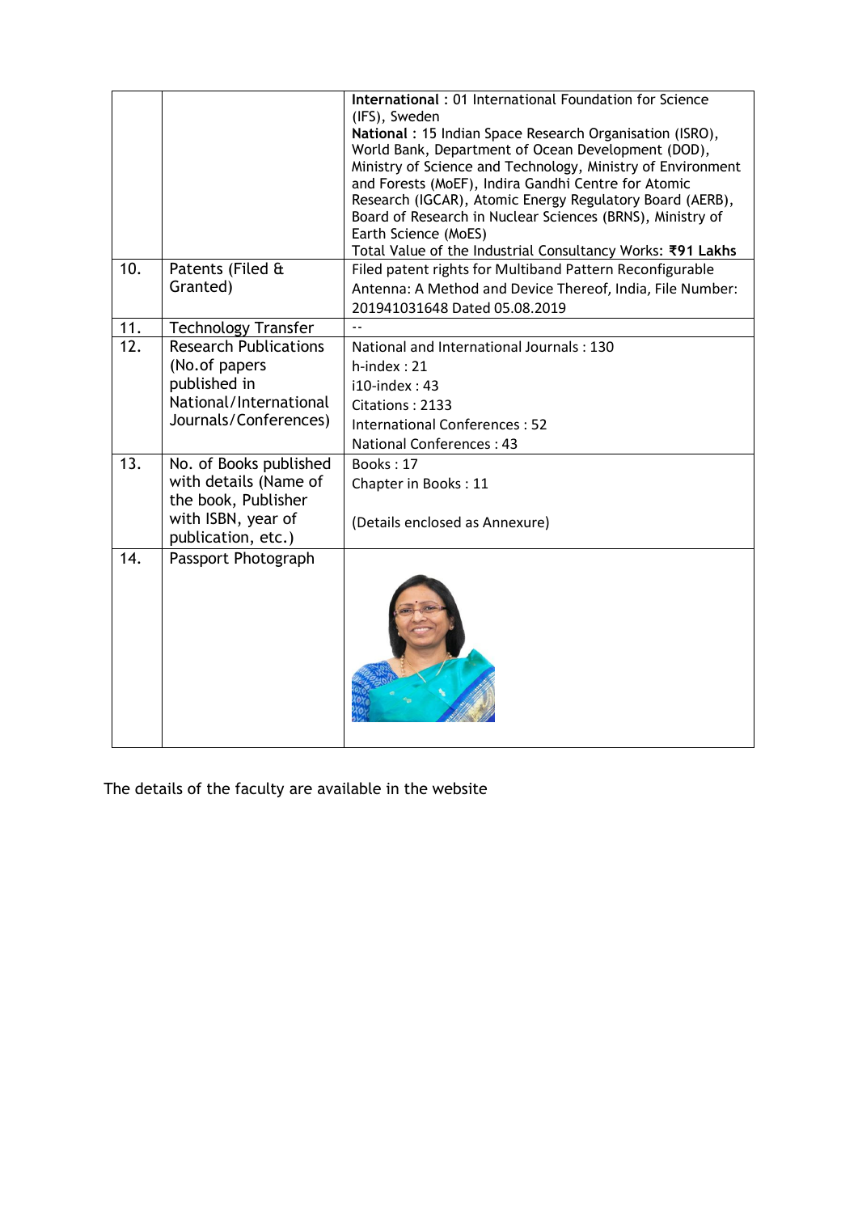|  |  |  |
|---|---|---|
|  |  | **International** : 01 International Foundation for Science (IFS), Sweden<br>**National** : 15 Indian Space Research Organisation (ISRO), World Bank, Department of Ocean Development (DOD), Ministry of Science and Technology, Ministry of Environment and Forests (MoEF), Indira Gandhi Centre for Atomic Research (IGCAR), Atomic Energy Regulatory Board (AERB), Board of Research in Nuclear Sciences (BRNS), Ministry of Earth Science (MoES)<br>Total Value of the Industrial Consultancy Works: **₹91 Lakhs** |
| 10. | Patents (Filed & Granted) | Filed patent rights for Multiband Pattern Reconfigurable Antenna: A Method and Device Thereof, India, File Number: 201941031648 Dated 05.08.2019 |
| 11. | Technology Transfer | -- |
| 12. | Research Publications (No.of papers published in National/International Journals/Conferences) | National and International Journals : 130<br>h-index : 21<br>i10-index : 43<br>Citations : 2133<br>International Conferences : 52<br>National Conferences : 43 |
| 13. | No. of Books published with details (Name of the book, Publisher with ISBN, year of publication, etc.) | Books : 17<br>Chapter in Books : 11<br><br>(Details enclosed as Annexure) |
| 14. | Passport Photograph |  |

The details of the faculty are available in the website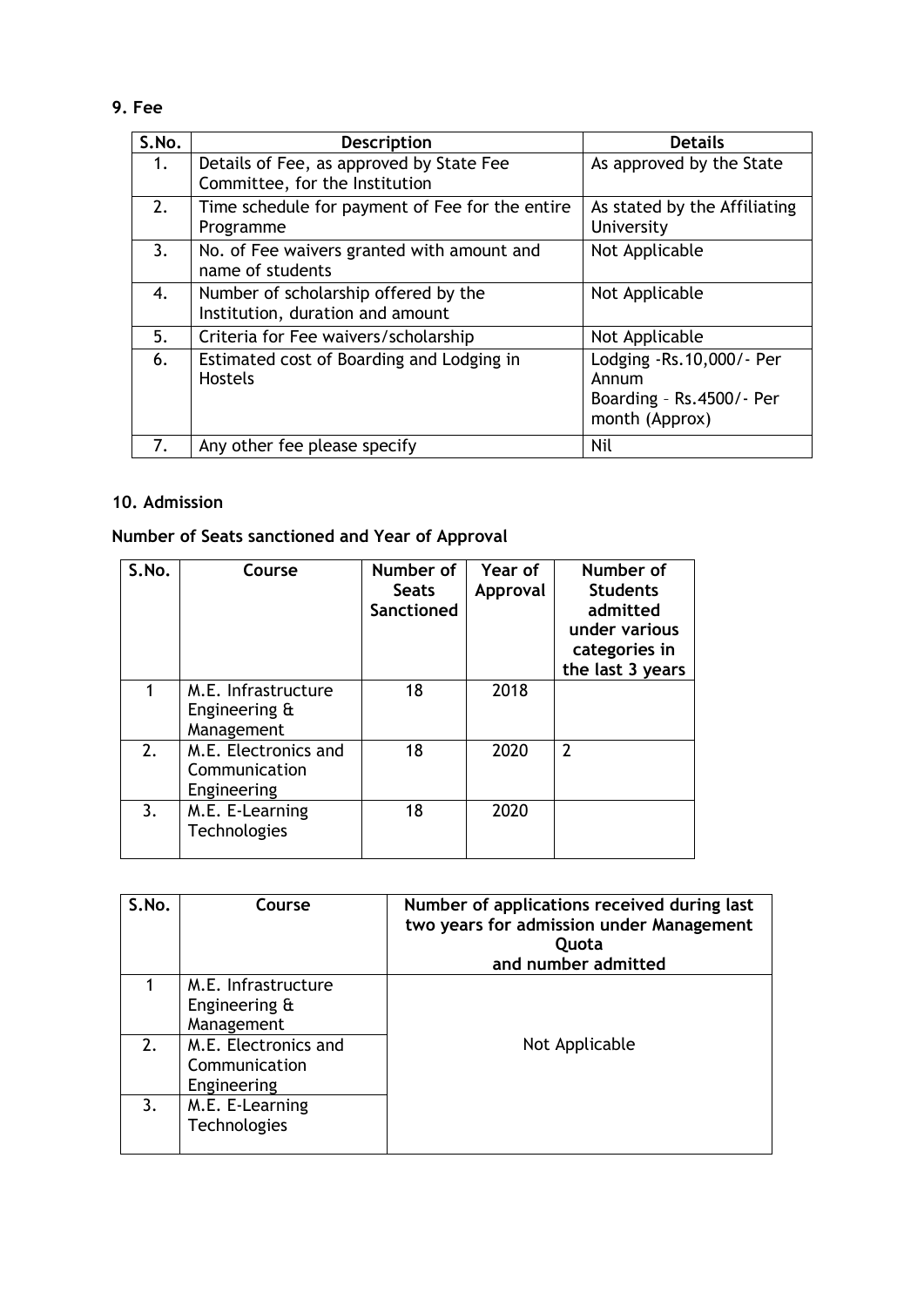## 9. Fee

| S.No. | Description | Details |
|---|---|---|
| 1. | Details of Fee, as approved by State Fee Committee, for the Institution | As approved by the State |
| 2. | Time schedule for payment of Fee for the entire Programme | As stated by the Affiliating University |
| 3. | No. of Fee waivers granted with amount and name of students | Not Applicable |
| 4. | Number of scholarship offered by the Institution, duration and amount | Not Applicable |
| 5. | Criteria for Fee waivers/scholarship | Not Applicable |
| 6. | Estimated cost of Boarding and Lodging in Hostels | Lodging -Rs.10,000/- Per Annum<br>Boarding – Rs.4500/- Per month (Approx) |
| 7. | Any other fee please specify | Nil |

## 10. Admission

**Number of Seats sanctioned and Year of Approval**

| S.No. | Course | Number of Seats Sanctioned | Year of Approval | Number of Students admitted under various categories in the last 3 years |
|---|---|---|---|---|
| 1 | M.E. Infrastructure Engineering & Management | 18 | 2018 | |
| 2. | M.E. Electronics and Communication Engineering | 18 | 2020 | 2 |
| 3. | M.E. E-Learning Technologies | 18 | 2020 | |

| S.No. | Course | Number of applications received during last two years for admission under Management Quota and number admitted |
|---|---|---|
| 1 | M.E. Infrastructure Engineering & Management | Not Applicable |
| 2. | M.E. Electronics and Communication Engineering | |
| 3. | M.E. E-Learning Technologies | |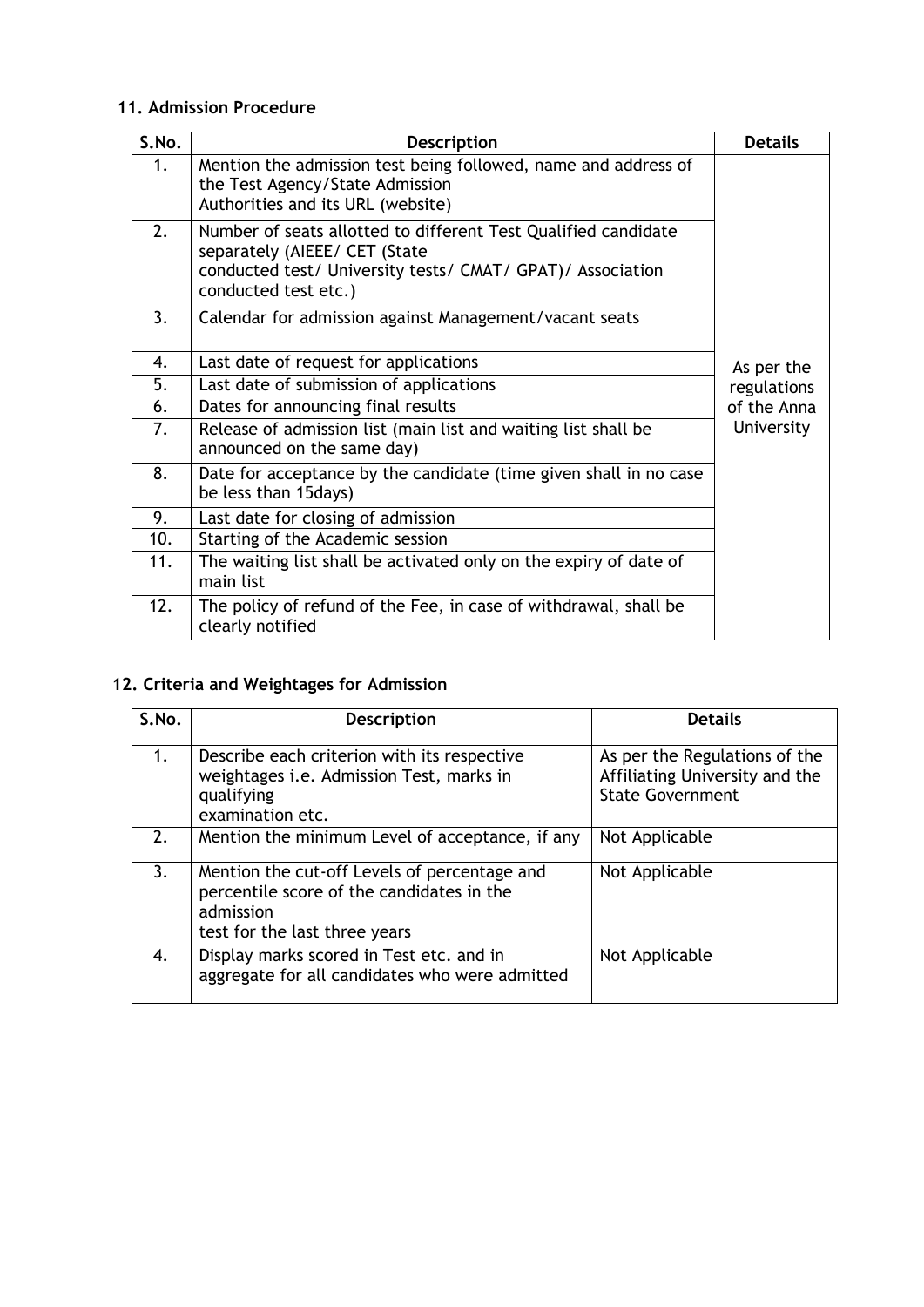### 11. Admission Procedure

| S.No. | Description | Details |
|---|---|---|
| 1. | Mention the admission test being followed, name and address of the Test Agency/State Admission Authorities and its URL (website) | As per the regulations of the Anna University |
| 2. | Number of seats allotted to different Test Qualified candidate separately (AIEEE/ CET (State conducted test/ University tests/ CMAT/ GPAT)/ Association conducted test etc.) | |
| 3. | Calendar for admission against Management/vacant seats | |
| 4. | Last date of request for applications | |
| 5. | Last date of submission of applications | |
| 6. | Dates for announcing final results | |
| 7. | Release of admission list (main list and waiting list shall be announced on the same day) | |
| 8. | Date for acceptance by the candidate (time given shall in no case be less than 15days) | |
| 9. | Last date for closing of admission | |
| 10. | Starting of the Academic session | |
| 11. | The waiting list shall be activated only on the expiry of date of main list | |
| 12. | The policy of refund of the Fee, in case of withdrawal, shall be clearly notified | |

### 12. Criteria and Weightages for Admission

| S.No. | Description | Details |
|---|---|---|
| 1. | Describe each criterion with its respective weightages i.e. Admission Test, marks in qualifying examination etc. | As per the Regulations of the Affiliating University and the State Government |
| 2. | Mention the minimum Level of acceptance, if any | Not Applicable |
| 3. | Mention the cut-off Levels of percentage and percentile score of the candidates in the admission test for the last three years | Not Applicable |
| 4. | Display marks scored in Test etc. and in aggregate for all candidates who were admitted | Not Applicable |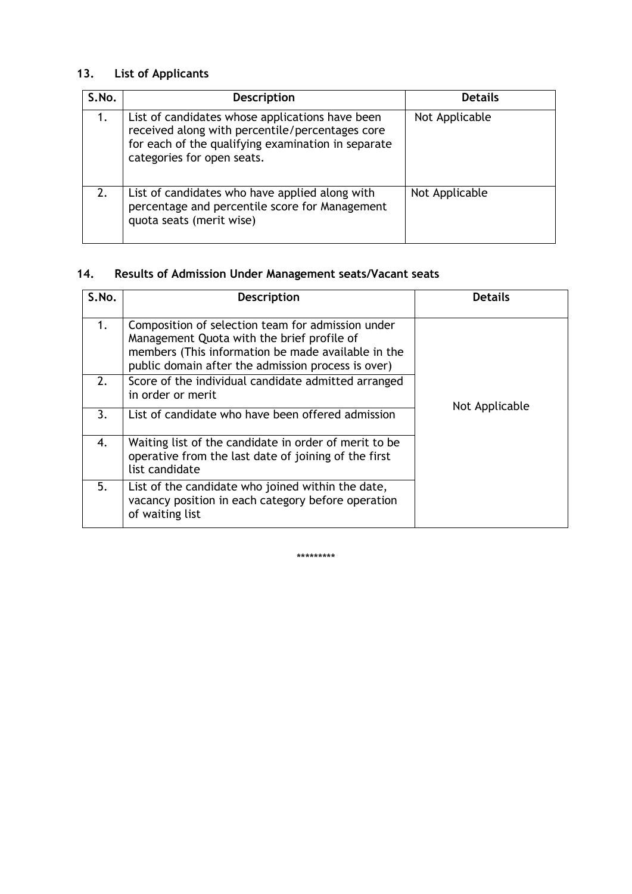## 13. List of Applicants

| S.No. | Description | Details |
|---|---|---|
| 1. | List of candidates whose applications have been received along with percentile/percentages core for each of the qualifying examination in separate categories for open seats. | Not Applicable |
| 2. | List of candidates who have applied along with percentage and percentile score for Management quota seats (merit wise) | Not Applicable |

## 14. Results of Admission Under Management seats/Vacant seats

| S.No. | Description | Details |
|---|---|---|
| 1. | Composition of selection team for admission under Management Quota with the brief profile of members (This information be made available in the public domain after the admission process is over) | Not Applicable |
| 2. | Score of the individual candidate admitted arranged in order or merit | |
| 3. | List of candidate who have been offered admission | |
| 4. | Waiting list of the candidate in order of merit to be operative from the last date of joining of the first list candidate | |
| 5. | List of the candidate who joined within the date, vacancy position in each category before operation of waiting list | |

*********